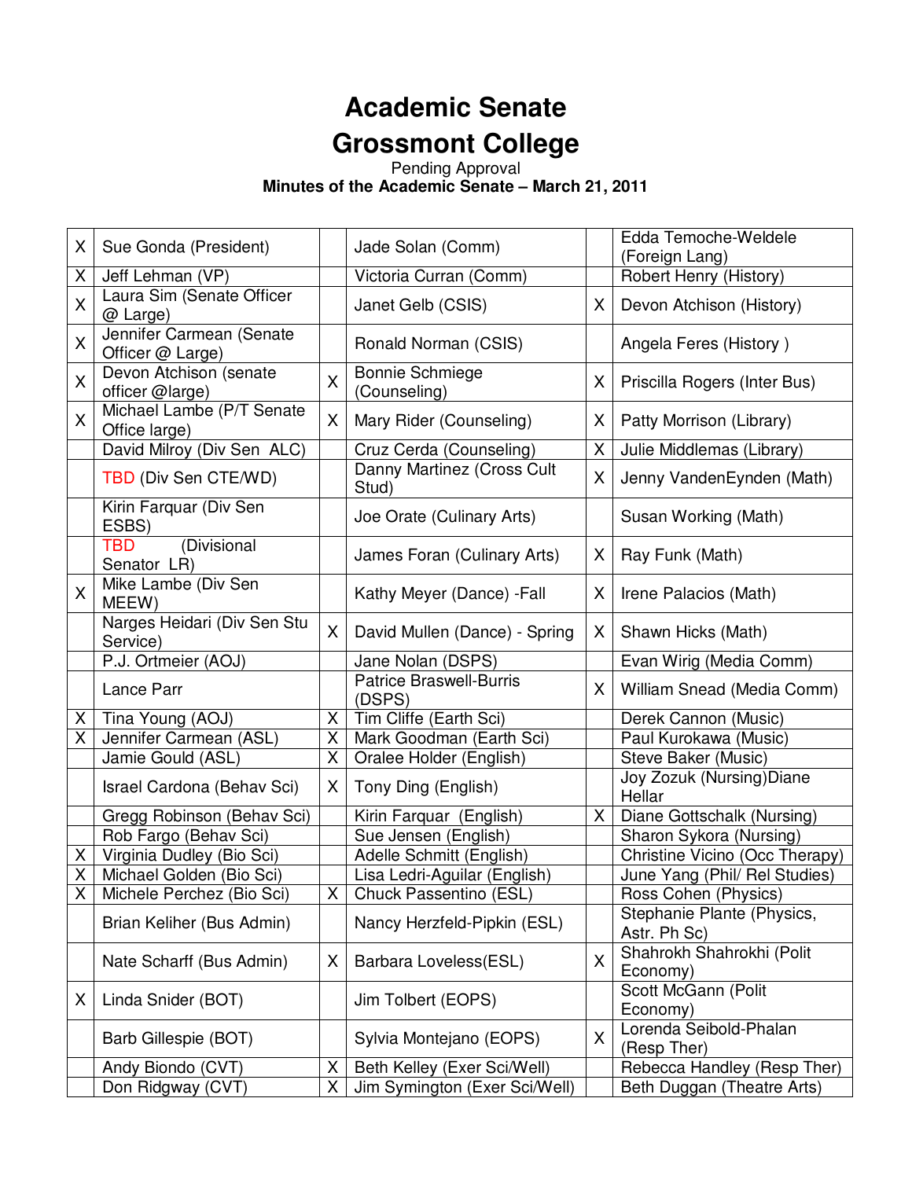# Academic Senate

# Grossmont College

Pending Approval

**Minutes of the Academic Senate – March 21, 2011**

| | | | | | |
|---|---|---|---|---|---|
| X | Sue Gonda (President) | | Jade Solan (Comm) | | Edda Temoche-Weldele (Foreign Lang) |
| X | Jeff Lehman (VP) | | Victoria Curran (Comm) | | Robert Henry (History) |
| X | Laura Sim (Senate Officer @ Large) | | Janet Gelb (CSIS) | X | Devon Atchison (History) |
| X | Jennifer Carmean (Senate Officer @ Large) | | Ronald Norman (CSIS) | | Angela Feres (History ) |
| X | Devon Atchison (senate officer @large) | X | Bonnie Schmiege (Counseling) | X | Priscilla Rogers (Inter Bus) |
| X | Michael Lambe (P/T Senate Office large) | X | Mary Rider (Counseling) | X | Patty Morrison (Library) |
| | David Milroy (Div Sen ALC) | | Cruz Cerda (Counseling) | X | Julie Middlemas (Library) |
| | TBD (Div Sen CTE/WD) | | Danny Martinez (Cross Cult Stud) | X | Jenny VandenEynden (Math) |
| | Kirin Farquar (Div Sen ESBS) | | Joe Orate (Culinary Arts) | | Susan Working (Math) |
| | TBD (Divisional Senator LR) | | James Foran (Culinary Arts) | X | Ray Funk (Math) |
| X | Mike Lambe (Div Sen MEEW) | | Kathy Meyer (Dance) -Fall | X | Irene Palacios (Math) |
| | Narges Heidari (Div Sen Stu Service) | X | David Mullen (Dance) - Spring | X | Shawn Hicks (Math) |
| | P.J. Ortmeier (AOJ) | | Jane Nolan (DSPS) | | Evan Wirig (Media Comm) |
| | Lance Parr | | Patrice Braswell-Burris (DSPS) | X | William Snead (Media Comm) |
| X | Tina Young (AOJ) | X | Tim Cliffe (Earth Sci) | | Derek Cannon (Music) |
| X | Jennifer Carmean (ASL) | X | Mark Goodman (Earth Sci) | | Paul Kurokawa (Music) |
| | Jamie Gould (ASL) | X | Oralee Holder (English) | | Steve Baker (Music) |
| | Israel Cardona (Behav Sci) | X | Tony Ding (English) | | Joy Zozuk (Nursing)Diane Hellar |
| | Gregg Robinson (Behav Sci) | | Kirin Farquar (English) | X | Diane Gottschalk (Nursing) |
| | Rob Fargo (Behav Sci) | | Sue Jensen (English) | | Sharon Sykora (Nursing) |
| X | Virginia Dudley (Bio Sci) | | Adelle Schmitt (English) | | Christine Vicino (Occ Therapy) |
| X | Michael Golden (Bio Sci) | | Lisa Ledri-Aguilar (English) | | June Yang (Phil/ Rel Studies) |
| X | Michele Perchez (Bio Sci) | X | Chuck Passentino (ESL) | | Ross Cohen (Physics) |
| | Brian Keliher (Bus Admin) | | Nancy Herzfeld-Pipkin (ESL) | | Stephanie Plante (Physics, Astr. Ph Sc) |
| | Nate Scharff (Bus Admin) | X | Barbara Loveless(ESL) | X | Shahrokh Shahrokhi (Polit Economy) |
| X | Linda Snider (BOT) | | Jim Tolbert (EOPS) | | Scott McGann (Polit Economy) |
| | Barb Gillespie (BOT) | | Sylvia Montejano (EOPS) | X | Lorenda Seibold-Phalan (Resp Ther) |
| | Andy Biondo (CVT) | X | Beth Kelley (Exer Sci/Well) | | Rebecca Handley (Resp Ther) |
| | Don Ridgway (CVT) | X | Jim Symington (Exer Sci/Well) | | Beth Duggan (Theatre Arts) |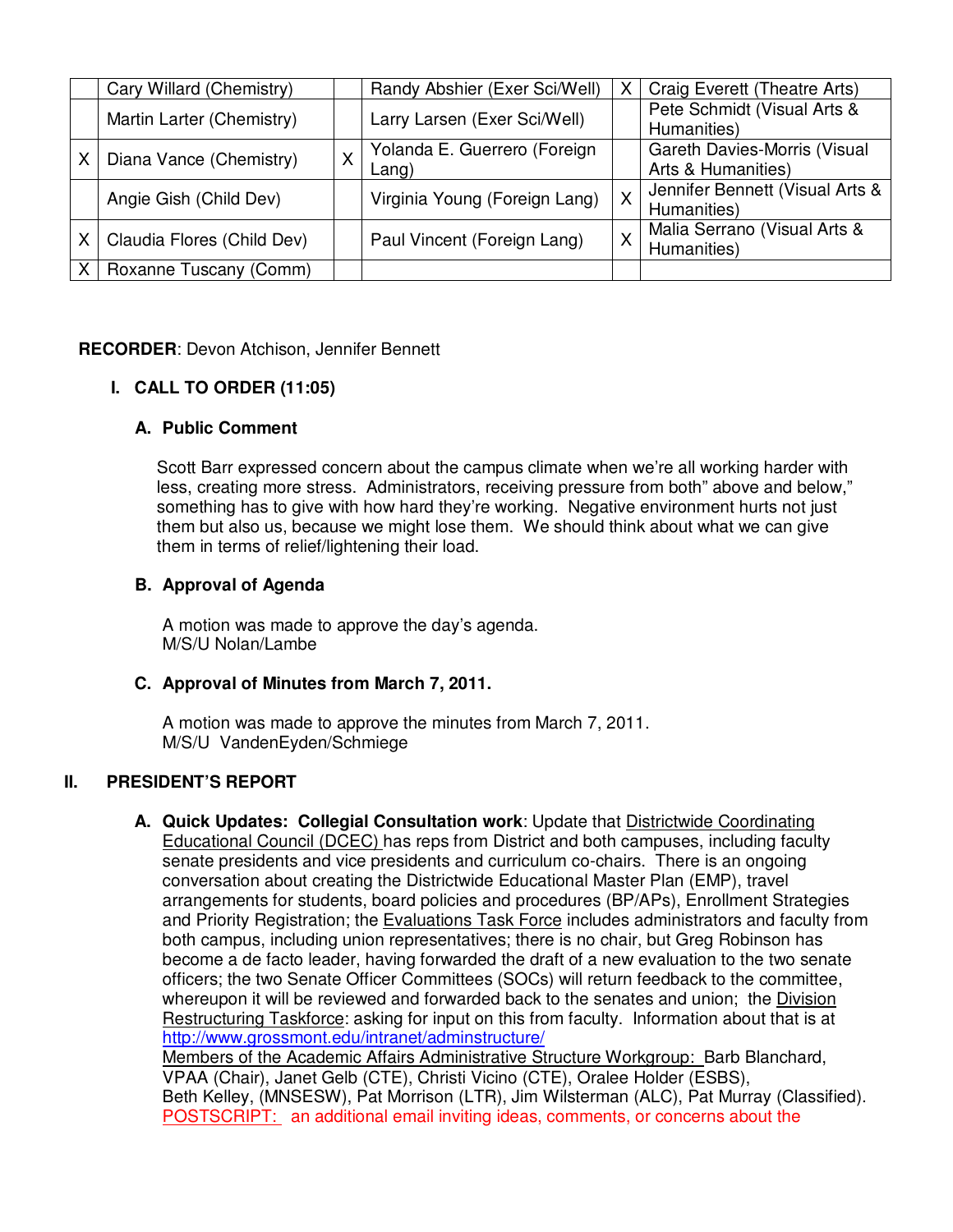| | | | | | |
|---|---|---|---|---|---|
| | Cary Willard (Chemistry) | | Randy Abshier (Exer Sci/Well) | X | Craig Everett (Theatre Arts) |
| | Martin Larter (Chemistry) | | Larry Larsen (Exer Sci/Well) | | Pete Schmidt (Visual Arts & Humanities) |
| X | Diana Vance (Chemistry) | X | Yolanda E. Guerrero (Foreign Lang) | | Gareth Davies-Morris (Visual Arts & Humanities) |
| | Angie Gish (Child Dev) | | Virginia Young (Foreign Lang) | X | Jennifer Bennett (Visual Arts & Humanities) |
| X | Claudia Flores (Child Dev) | | Paul Vincent (Foreign Lang) | X | Malia Serrano (Visual Arts & Humanities) |
| X | Roxanne Tuscany (Comm) | | | | |

**RECORDER**: Devon Atchison, Jennifer Bennett

## I. CALL TO ORDER (11:05)

### A. Public Comment

Scott Barr expressed concern about the campus climate when we're all working harder with less, creating more stress. Administrators, receiving pressure from both" above and below," something has to give with how hard they're working. Negative environment hurts not just them but also us, because we might lose them. We should think about what we can give them in terms of relief/lightening their load.

### B. Approval of Agenda

A motion was made to approve the day's agenda.
M/S/U Nolan/Lambe

### C. Approval of Minutes from March 7, 2011.

A motion was made to approve the minutes from March 7, 2011.
M/S/U VandenEyden/Schmiege

## II. PRESIDENT'S REPORT

A. **Quick Updates: Collegial Consultation work**: Update that Districtwide Coordinating Educational Council (DCEC) has reps from District and both campuses, including faculty senate presidents and vice presidents and curriculum co-chairs. There is an ongoing conversation about creating the Districtwide Educational Master Plan (EMP), travel arrangements for students, board policies and procedures (BP/APs), Enrollment Strategies and Priority Registration; the Evaluations Task Force includes administrators and faculty from both campus, including union representatives; there is no chair, but Greg Robinson has become a de facto leader, having forwarded the draft of a new evaluation to the two senate officers; the two Senate Officer Committees (SOCs) will return feedback to the committee, whereupon it will be reviewed and forwarded back to the senates and union; the Division Restructuring Taskforce: asking for input on this from faculty. Information about that is at http://www.grossmont.edu/intranet/adminstructure/
Members of the Academic Affairs Administrative Structure Workgroup: Barb Blanchard, VPAA (Chair), Janet Gelb (CTE), Christi Vicino (CTE), Oralee Holder (ESBS), Beth Kelley, (MNSESW), Pat Morrison (LTR), Jim Wilsterman (ALC), Pat Murray (Classified).
POSTSCRIPT: an additional email inviting ideas, comments, or concerns about the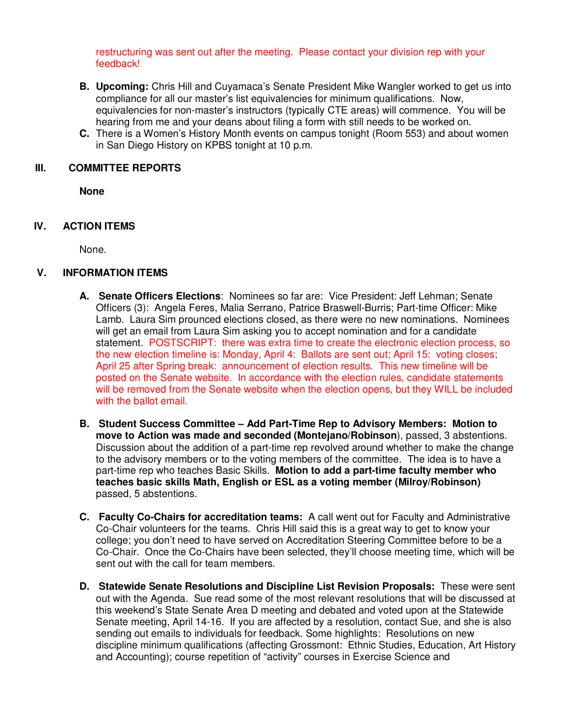restructuring was sent out after the meeting. Please contact your division rep with your feedback!

B. **Upcoming:** Chris Hill and Cuyamaca's Senate President Mike Wangler worked to get us into compliance for all our master's list equivalencies for minimum qualifications. Now, equivalencies for non-master's instructors (typically CTE areas) will commence. You will be hearing from me and your deans about filing a form with still needs to be worked on.

C. There is a Women's History Month events on campus tonight (Room 553) and about women in San Diego History on KPBS tonight at 10 p.m.

## III. COMMITTEE REPORTS

**None**

## IV. ACTION ITEMS

None.

## V. INFORMATION ITEMS

A. **Senate Officers Elections**: Nominees so far are: Vice President: Jeff Lehman; Senate Officers (3): Angela Feres, Malia Serrano, Patrice Braswell-Burris; Part-time Officer: Mike Lamb. Laura Sim prounced elections closed, as there were no new nominations. Nominees will get an email from Laura Sim asking you to accept nomination and for a candidate statement. POSTSCRIPT: there was extra time to create the electronic election process, so the new election timeline is: Monday, April 4: Ballots are sent out; April 15: voting closes; April 25 after Spring break: announcement of election results. This new timeline will be posted on the Senate website. In accordance with the election rules, candidate statements will be removed from the Senate website when the election opens, but they WILL be included with the ballot email.

B. **Student Success Committee – Add Part-Time Rep to Advisory Members: Motion to move to Action was made and seconded (Montejano/Robinson**), passed, 3 abstentions. Discussion about the addition of a part-time rep revolved around whether to make the change to the advisory members or to the voting members of the committee. The idea is to have a part-time rep who teaches Basic Skills. **Motion to add a part-time faculty member who teaches basic skills Math, English or ESL as a voting member (Milroy/Robinson)** passed, 5 abstentions.

C. **Faculty Co-Chairs for accreditation teams:** A call went out for Faculty and Administrative Co-Chair volunteers for the teams. Chris Hill said this is a great way to get to know your college; you don't need to have served on Accreditation Steering Committee before to be a Co-Chair. Once the Co-Chairs have been selected, they'll choose meeting time, which will be sent out with the call for team members.

D. **Statewide Senate Resolutions and Discipline List Revision Proposals:** These were sent out with the Agenda. Sue read some of the most relevant resolutions that will be discussed at this weekend's State Senate Area D meeting and debated and voted upon at the Statewide Senate meeting, April 14-16. If you are affected by a resolution, contact Sue, and she is also sending out emails to individuals for feedback. Some highlights: Resolutions on new discipline minimum qualifications (affecting Grossmont: Ethnic Studies, Education, Art History and Accounting); course repetition of "activity" courses in Exercise Science and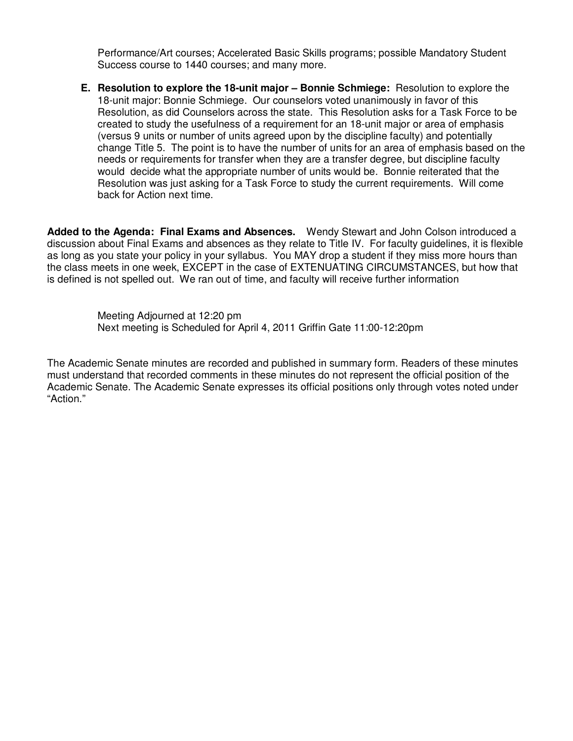Performance/Art courses; Accelerated Basic Skills programs; possible Mandatory Student Success course to 1440 courses; and many more.

**E. Resolution to explore the 18-unit major – Bonnie Schmiege:** Resolution to explore the 18-unit major: Bonnie Schmiege. Our counselors voted unanimously in favor of this Resolution, as did Counselors across the state. This Resolution asks for a Task Force to be created to study the usefulness of a requirement for an 18-unit major or area of emphasis (versus 9 units or number of units agreed upon by the discipline faculty) and potentially change Title 5. The point is to have the number of units for an area of emphasis based on the needs or requirements for transfer when they are a transfer degree, but discipline faculty would decide what the appropriate number of units would be. Bonnie reiterated that the Resolution was just asking for a Task Force to study the current requirements. Will come back for Action next time.

**Added to the Agenda: Final Exams and Absences.** Wendy Stewart and John Colson introduced a discussion about Final Exams and absences as they relate to Title IV. For faculty guidelines, it is flexible as long as you state your policy in your syllabus. You MAY drop a student if they miss more hours than the class meets in one week, EXCEPT in the case of EXTENUATING CIRCUMSTANCES, but how that is defined is not spelled out. We ran out of time, and faculty will receive further information

Meeting Adjourned at 12:20 pm
Next meeting is Scheduled for April 4, 2011 Griffin Gate 11:00-12:20pm

The Academic Senate minutes are recorded and published in summary form. Readers of these minutes must understand that recorded comments in these minutes do not represent the official position of the Academic Senate. The Academic Senate expresses its official positions only through votes noted under "Action."